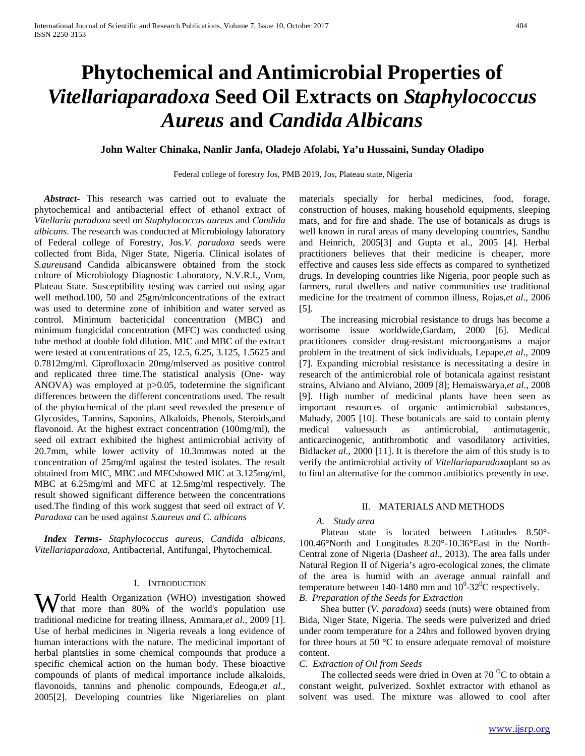# Phytochemical and Antimicrobial Properties of *Vitellariaparadoxa* Seed Oil Extracts on *Staphylococcus Aureus* and *Candida Albicans*

**John Walter Chinaka, Nanlir Janfa, Oladejo Afolabi, Ya'u Hussaini, Sunday Oladipo**

Federal college of forestry Jos, PMB 2019, Jos, Plateau state, Nigeria

***Abstract-*** This research was carried out to evaluate the phytochemical and antibacterial effect of ethanol extract of *Vitellaria paradoxa* seed on *Staphylococcus aureus* and *Candida albicans*. The research was conducted at Microbiology laboratory of Federal college of Forestry, Jos.*V. paradoxa* seeds were collected from Bida, Niger State, Nigeria. Clinical isolates of *S.aureus*and Candida albicanswere obtained from the stock culture of Microbiology Diagnostic Laboratory, N.V.R.I., Vom, Plateau State. Susceptibility testing was carried out using agar well method.100, 50 and 25gm/mlconcentrations of the extract was used to determine zone of inhibition and water served as control. Minimum bactericidal concentration (MBC) and minimum fungicidal concentration (MFC) was conducted using tube method at double fold dilution. MIC and MBC of the extract were tested at concentrations of 25, 12.5, 6.25, 3.125, 1.5625 and 0.7812mg/ml. Ciprofloxacin 20mg/mlserved as positive control and replicated three time.The statistical analysis (One- way ANOVA) was employed at $p>0.05$, todetermine the significant differences between the different concentrations used. The result of the phytochemical of the plant seed revealed the presence of Glycosides, Tannins, Saponins, Alkaloids, Phenols, Steroids,and flavonoid. At the highest extract concentration (100mg/ml), the seed oil extract exhibited the highest antimicrobial activity of 20.7mm, while lower activity of 10.3mmwas noted at the concentration of 25mg/ml against the tested isolates. The result obtained from MIC, MBC and MFCshowed MIC at 3.125mg/ml, MBC at 6.25mg/ml and MFC at 12.5mg/ml respectively. The result showed significant difference between the concentrations used.The finding of this work suggest that seed oil extract of *V. Paradoxa* can be used against *S.aureus and C. albicans*

***Index Terms-*** *Staphylococcus aureus, Candida albicans, Vitellariaparadoxa,* Antibacterial, Antifungal, Phytochemical.

## I. Introduction

World Health Organization (WHO) investigation showed that more than 80% of the world's population use traditional medicine for treating illness, Ammara,*et al*., 2009 [1]. Use of herbal medicines in Nigeria reveals a long evidence of human interactions with the nature. The medicinal important of herbal plantslies in some chemical compounds that produce a specific chemical action on the human body. These bioactive compounds of plants of medical importance include alkaloids, flavonoids, tannins and phenolic compounds, Edeoga,*et al*., 2005[2]. Developing countries like Nigeriarelies on plant materials specially for herbal medicines, food, forage, construction of houses, making household equipments, sleeping mats, and for fire and shade. The use of botanicals as drugs is well known in rural areas of many developing countries, Sandhu and Heinrich, 2005[3] and Gupta et al., 2005 [4]. Herbal practitioners believes that their medicine is cheaper, more effective and causes less side effects as compared to synthetized drugs. In developing countries like Nigeria, poor people such as farmers, rural dwellers and native communities use traditional medicine for the treatment of common illness, Rojas,*et al*., 2006 [5].

The increasing microbial resistance to drugs has become a worrisome issue worldwide,Gardam, 2000 [6]. Medical practitioners consider drug-resistant microorganisms a major problem in the treatment of sick individuals, Lepape,*et al*., 2009 [7]. Expanding microbial resistance is necessitating a desire in research of the antimicrobial role of botanicala against resistant strains, Alviano and Alviano, 2009 [8]; Hemaiswarya,*et al*., 2008 [9]. High number of medicinal plants have been seen as important resources of organic antimicrobial substances, Mahady, 2005 [10]. These botanicals are said to contain plenty medical valuessuch as antimicrobial, antimutagenic, anticarcinogenic, antithrombotic and vasodilatory activities, Bidlack*et al*., 2000 [11]. It is therefore the aim of this study is to verify the antimicrobial activity of *Vitellariaparadoxa*plant so as to find an alternative for the common antibiotics presently in use.

## II. Materials and Methods

### *A. Study area*

Plateau state is located between Latitudes 8.50°-100.46°North and Longitudes 8.20°-10.36°East in the North-Central zone of Nigeria (Dashe*et al*., 2013). The area falls under Natural Region II of Nigeria's agro-ecological zones, the climate of the area is humid with an average annual rainfall and temperature between 140-1480 mm and $10^0$-$32^0$C respectively.

### *B. Preparation of the Seeds for Extraction*

Shea butter (*V. paradoxa*) seeds (nuts) were obtained from Bida, Niger State, Nigeria. The seeds were pulverized and dried under room temperature for a 24hrs and followed byoven drying for three hours at 50 °C to ensure adequate removal of moisture content.

### *C. Extraction of Oil from Seeds*

The collected seeds were dried in Oven at 70 $^O$C to obtain a constant weight, pulverized. Soxhlet extractor with ethanol as solvent was used. The mixture was allowed to cool after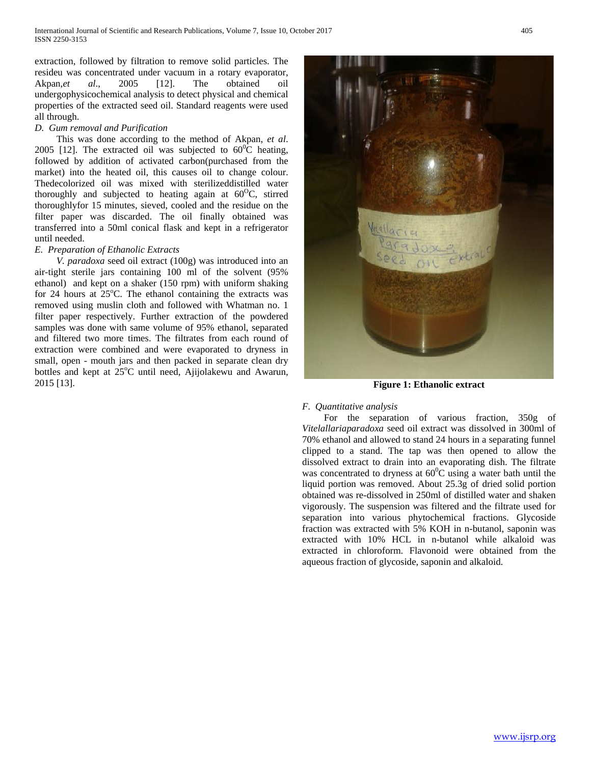extraction, followed by filtration to remove solid particles. The resideu was concentrated under vacuum in a rotary evaporator, Akpan,*et al*., 2005 [12]. The obtained oil undergophysicochemical analysis to detect physical and chemical properties of the extracted seed oil. Standard reagents were used all through.

### *D. Gum removal and Purification*

This was done according to the method of Akpan, *et al*. 2005 [12]. The extracted oil was subjected to $60^0$C heating, followed by addition of activated carbon(purchased from the market) into the heated oil, this causes oil to change colour. Thedecolorized oil was mixed with sterilizeddistilled water thoroughly and subjected to heating again at $60^O$C, stirred thoroughlyfor 15 minutes, sieved, cooled and the residue on the filter paper was discarded. The oil finally obtained was transferred into a 50ml conical flask and kept in a refrigerator until needed.

### *E. Preparation of Ethanolic Extracts*

*V. paradoxa* seed oil extract (100g) was introduced into an air-tight sterile jars containing 100 ml of the solvent (95% ethanol) and kept on a shaker (150 rpm) with uniform shaking for 24 hours at $25^o$C. The ethanol containing the extracts was removed using muslin cloth and followed with Whatman no. 1 filter paper respectively. Further extraction of the powdered samples was done with same volume of 95% ethanol, separated and filtered two more times. The filtrates from each round of extraction were combined and were evaporated to dryness in small, open - mouth jars and then packed in separate clean dry bottles and kept at $25^o$C until need, Ajijolakewu and Awarun, 2015 [13].

**Figure 1: Ethanolic extract**

### *F. Quantitative analysis*

For the separation of various fraction, 350g of *Vitelallariaparadoxa* seed oil extract was dissolved in 300ml of 70% ethanol and allowed to stand 24 hours in a separating funnel clipped to a stand. The tap was then opened to allow the dissolved extract to drain into an evaporating dish. The filtrate was concentrated to dryness at $60^0$C using a water bath until the liquid portion was removed. About 25.3g of dried solid portion obtained was re-dissolved in 250ml of distilled water and shaken vigorously. The suspension was filtered and the filtrate used for separation into various phytochemical fractions. Glycoside fraction was extracted with 5% KOH in n-butanol, saponin was extracted with 10% HCL in n-butanol while alkaloid was extracted in chloroform. Flavonoid were obtained from the aqueous fraction of glycoside, saponin and alkaloid.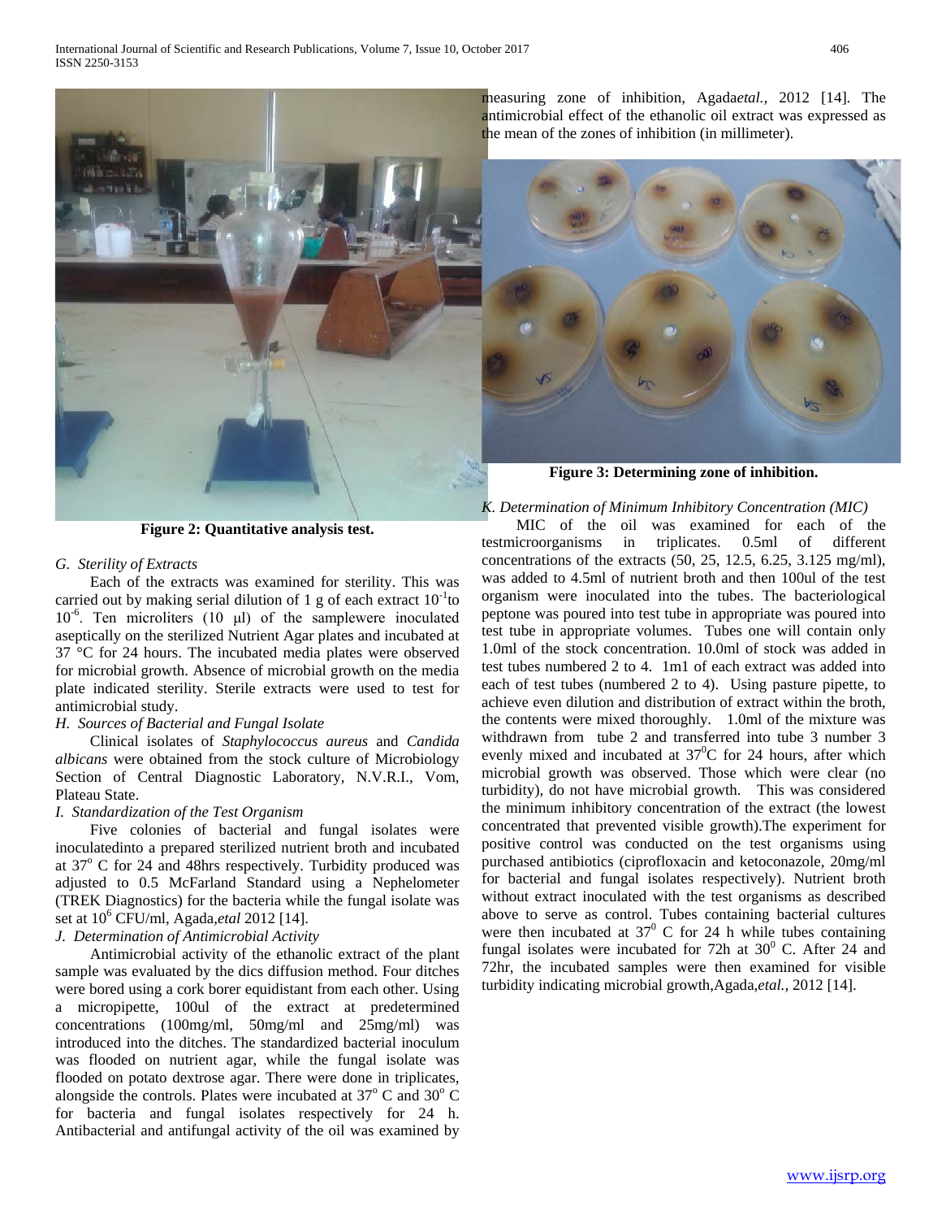Figure 2: Quantitative analysis test.

*G. Sterility of Extracts*

Each of the extracts was examined for sterility. This was carried out by making serial dilution of 1 g of each extract $10^{-1}$to $10^{-6}$. Ten microliters (10 μl) of the samplewere inoculated aseptically on the sterilized Nutrient Agar plates and incubated at 37 °C for 24 hours. The incubated media plates were observed for microbial growth. Absence of microbial growth on the media plate indicated sterility. Sterile extracts were used to test for antimicrobial study.

*H. Sources of Bacterial and Fungal Isolate*

Clinical isolates of *Staphylococcus aureus* and *Candida albicans* were obtained from the stock culture of Microbiology Section of Central Diagnostic Laboratory, N.V.R.I., Vom, Plateau State.

*I. Standardization of the Test Organism*

Five colonies of bacterial and fungal isolates were inoculatedinto a prepared sterilized nutrient broth and incubated at $37^o$ C for 24 and 48hrs respectively. Turbidity produced was adjusted to 0.5 McFarland Standard using a Nephelometer (TREK Diagnostics) for the bacteria while the fungal isolate was set at $10^6$ CFU/ml, Agada,*etal* 2012 [14].

*J. Determination of Antimicrobial Activity*

Antimicrobial activity of the ethanolic extract of the plant sample was evaluated by the dics diffusion method. Four ditches were bored using a cork borer equidistant from each other. Using a micropipette, 100ul of the extract at predetermined concentrations (100mg/ml, 50mg/ml and 25mg/ml) was introduced into the ditches. The standardized bacterial inoculum was flooded on nutrient agar, while the fungal isolate was flooded on potato dextrose agar. There were done in triplicates, alongside the controls. Plates were incubated at $37^o$ C and $30^o$ C for bacteria and fungal isolates respectively for 24 h. Antibacterial and antifungal activity of the oil was examined by measuring zone of inhibition, Agada*etal.,* 2012 [14]. The antimicrobial effect of the ethanolic oil extract was expressed as the mean of the zones of inhibition (in millimeter).

Figure 3: Determining zone of inhibition.

*K. Determination of Minimum Inhibitory Concentration (MIC)*

MIC of the oil was examined for each of the testmicroorganisms in triplicates. 0.5ml of different concentrations of the extracts (50, 25, 12.5, 6.25, 3.125 mg/ml), was added to 4.5ml of nutrient broth and then 100ul of the test organism were inoculated into the tubes. The bacteriological peptone was poured into test tube in appropriate was poured into test tube in appropriate volumes. Tubes one will contain only 1.0ml of the stock concentration. 10.0ml of stock was added in test tubes numbered 2 to 4. 1m1 of each extract was added into each of test tubes (numbered 2 to 4). Using pasture pipette, to achieve even dilution and distribution of extract within the broth, the contents were mixed thoroughly. 1.0ml of the mixture was withdrawn from tube 2 and transferred into tube 3 number 3 evenly mixed and incubated at $37^0$C for 24 hours, after which microbial growth was observed. Those which were clear (no turbidity), do not have microbial growth. This was considered the minimum inhibitory concentration of the extract (the lowest concentrated that prevented visible growth).The experiment for positive control was conducted on the test organisms using purchased antibiotics (ciprofloxacin and ketoconazole, 20mg/ml for bacterial and fungal isolates respectively). Nutrient broth without extract inoculated with the test organisms as described above to serve as control. Tubes containing bacterial cultures were then incubated at $37^0$ C for 24 h while tubes containing fungal isolates were incubated for 72h at $30^0$ C. After 24 and 72hr, the incubated samples were then examined for visible turbidity indicating microbial growth,Agada,*etal.,* 2012 [14].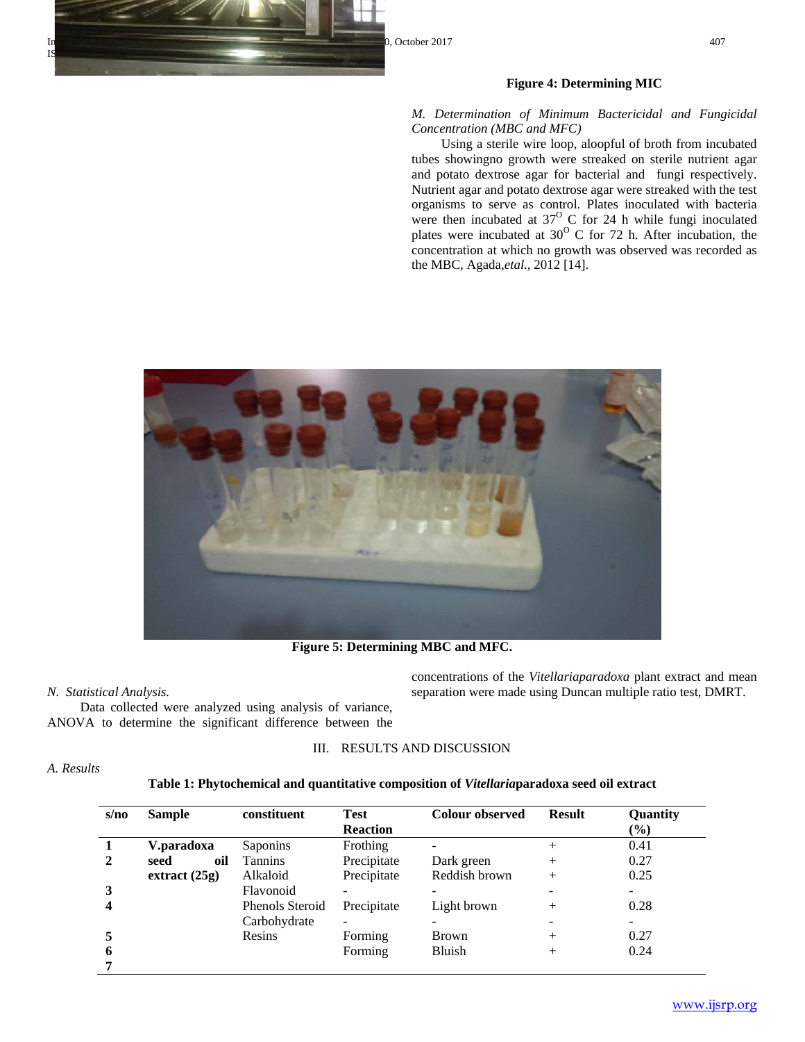**Figure 4: Determining MIC**

*M. Determination of Minimum Bactericidal and Fungicidal Concentration (MBC and MFC)*

Using a sterile wire loop, aloopful of broth from incubated tubes showingno growth were streaked on sterile nutrient agar and potato dextrose agar for bacterial and fungi respectively. Nutrient agar and potato dextrose agar were streaked with the test organisms to serve as control. Plates inoculated with bacteria were then incubated at $37^{O}$ C for 24 h while fungi inoculated plates were incubated at $30^{O}$ C for 72 h. After incubation, the concentration at which no growth was observed was recorded as the MBC, Agada,*etal.*, 2012 [14].

**Figure 5: Determining MBC and MFC.**

*N. Statistical Analysis.*

Data collected were analyzed using analysis of variance, ANOVA to determine the significant difference between the concentrations of the *Vitellariaparadoxa* plant extract and mean separation were made using Duncan multiple ratio test, DMRT.

## III. RESULTS AND DISCUSSION

*A. Results*

**Table 1: Phytochemical and quantitative composition of *Vitellaria*paradoxa seed oil extract**

| s/no | Sample | constituent | Test Reaction | Colour observed | Result | Quantity (%) |
|---|---|---|---|---|---|---|
| 1 | **V.paradoxa** | Saponins | Frothing | - | + | 0.41 |
| 2 | **seed oil** | Tannins | Precipitate | Dark green | + | 0.27 |
| | **extract (25g)** | Alkaloid | Precipitate | Reddish brown | + | 0.25 |
| 3 | | Flavonoid | - | - | - | - |
| 4 | | Phenols Steroid | Precipitate | Light brown | + | 0.28 |
| | | Carbohydrate | - | - | - | - |
| 5 | | Resins | Forming | Brown | + | 0.27 |
| 6 | | | Forming | Bluish | + | 0.24 |
| 7 | | | | | | |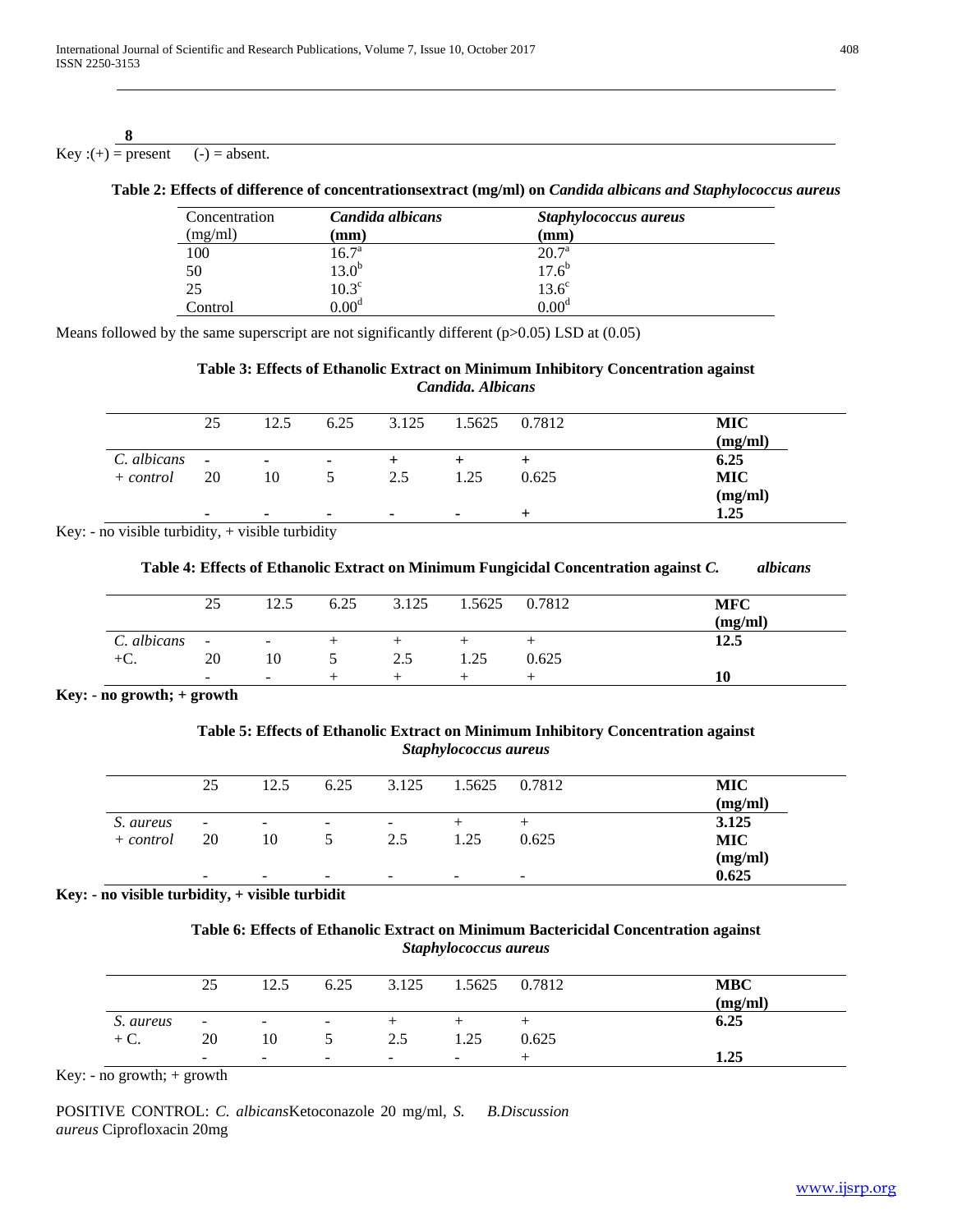8

Key :(+) = present (-) = absent.

**Table 2: Effects of difference of concentrationsextract (mg/ml) on *Candida albicans and Staphylococcus aureus***

| Concentration (mg/ml) | ***Candida albicans* (mm)** | ***Staphylococcus aureus* (mm)** |
|---|---|---|
| 100 | 16.7[a] | 20.7[a] |
| 50 | 13.0[b] | 17.6[b] |
| 25 | 10.3[c] | 13.6[c] |
| Control | 0.00[d] | 0.00[d] |

Means followed by the same superscript are not significantly different (p>0.05) LSD at (0.05)

**Table 3: Effects of Ethanolic Extract on Minimum Inhibitory Concentration against *Candida. Albicans***

| | 25 | 12.5 | 6.25 | 3.125 | 1.5625 | 0.7812 | **MIC (mg/ml)** |
|---|---|---|---|---|---|---|---|
| *C. albicans* | - | - | - | + | + | + | **6.25** |
| *+ control* | 20 | 10 | 5 | 2.5 | 1.25 | 0.625 | **MIC (mg/ml)** |
| | - | - | - | - | - | + | **1.25** |

Key: - no visible turbidity, + visible turbidity

**Table 4: Effects of Ethanolic Extract on Minimum Fungicidal Concentration against *C. albicans***

| | 25 | 12.5 | 6.25 | 3.125 | 1.5625 | 0.7812 | **MFC (mg/ml)** |
|---|---|---|---|---|---|---|---|
| *C. albicans* | - | - | + | + | + | + | **12.5** |
| +C. | 20 | 10 | 5 | 2.5 | 1.25 | 0.625 | |
| | - | - | + | + | + | + | **10** |

**Key: - no growth; + growth**

**Table 5: Effects of Ethanolic Extract on Minimum Inhibitory Concentration against *Staphylococcus aureus***

| | 25 | 12.5 | 6.25 | 3.125 | 1.5625 | 0.7812 | **MIC (mg/ml)** |
|---|---|---|---|---|---|---|---|
| *S. aureus* | - | - | - | - | + | + | **3.125** |
| *+ control* | 20 | 10 | 5 | 2.5 | 1.25 | 0.625 | **MIC (mg/ml)** |
| | - | - | - | - | - | - | **0.625** |

**Key: - no visible turbidity, + visible turbidit**

**Table 6: Effects of Ethanolic Extract on Minimum Bactericidal Concentration against *Staphylococcus aureus***

| | 25 | 12.5 | 6.25 | 3.125 | 1.5625 | 0.7812 | **MBC (mg/ml)** |
|---|---|---|---|---|---|---|---|
| *S. aureus* | - | - | - | + | + | + | **6.25** |
| + C. | 20 | 10 | 5 | 2.5 | 1.25 | 0.625 | |
| | - | - | - | - | - | + | **1.25** |

Key: - no growth; + growth

POSITIVE CONTROL: *C. albicans*Ketoconazole 20 mg/ml, *S. aureus* Ciprofloxacin 20mg

*B.Discussion*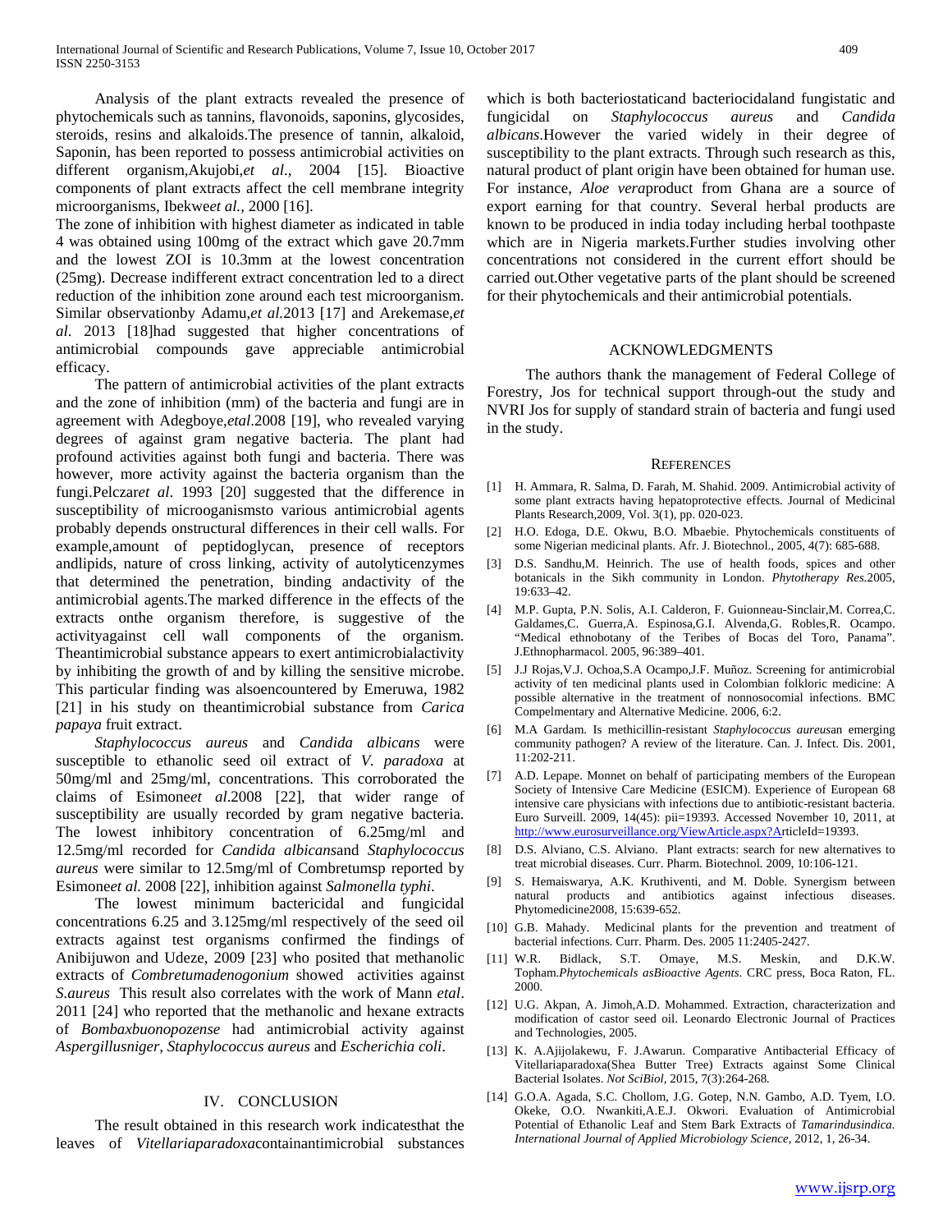Analysis of the plant extracts revealed the presence of phytochemicals such as tannins, flavonoids, saponins, glycosides, steroids, resins and alkaloids.The presence of tannin, alkaloid, Saponin, has been reported to possess antimicrobial activities on different organism,Akujobi,*et al*., 2004 [15]. Bioactive components of plant extracts affect the cell membrane integrity microorganisms, Ibekwe*et al.,* 2000 [16].

The zone of inhibition with highest diameter as indicated in table 4 was obtained using 100mg of the extract which gave 20.7mm and the lowest ZOI is 10.3mm at the lowest concentration (25mg). Decrease indifferent extract concentration led to a direct reduction of the inhibition zone around each test microorganism. Similar observationby Adamu,*et al.*2013 [17] and Arekemase,*et al*. 2013 [18]had suggested that higher concentrations of antimicrobial compounds gave appreciable antimicrobial efficacy.

The pattern of antimicrobial activities of the plant extracts and the zone of inhibition (mm) of the bacteria and fungi are in agreement with Adegboye,*etal*.2008 [19], who revealed varying degrees of against gram negative bacteria. The plant had profound activities against both fungi and bacteria. There was however, more activity against the bacteria organism than the fungi.Pelczar*et al*. 1993 [20] suggested that the difference in susceptibility of microoganismsto various antimicrobial agents probably depends onstructural differences in their cell walls. For example,amount of peptidoglycan, presence of receptors andlipids, nature of cross linking, activity of autolyticenzymes that determined the penetration, binding andactivity of the antimicrobial agents.The marked difference in the effects of the extracts onthe organism therefore, is suggestive of the activityagainst cell wall components of the organism. Theantimicrobial substance appears to exert antimicrobialactivity by inhibiting the growth of and by killing the sensitive microbe. This particular finding was alsoencountered by Emeruwa, 1982 [21] in his study on theantimicrobial substance from *Carica papaya* fruit extract.

*Staphylococcus aureus* and *Candida albicans* were susceptible to ethanolic seed oil extract of *V. paradoxa* at 50mg/ml and 25mg/ml, concentrations. This corroborated the claims of Esimone*et al*.2008 [22], that wider range of susceptibility are usually recorded by gram negative bacteria. The lowest inhibitory concentration of 6.25mg/ml and 12.5mg/ml recorded for *Candida albicans*and *Staphylococcus aureus* were similar to 12.5mg/ml of Combretumsp reported by Esimone*et al.* 2008 [22], inhibition against *Salmonella typhi*.

The lowest minimum bactericidal and fungicidal concentrations 6.25 and 3.125mg/ml respectively of the seed oil extracts against test organisms confirmed the findings of Anibijuwon and Udeze, 2009 [23] who posited that methanolic extracts of *Combretumadenogonium* showed activities against *S.aureus* This result also correlates with the work of Mann *etal*. 2011 [24] who reported that the methanolic and hexane extracts of *Bombaxbuonopozense* had antimicrobial activity against *Aspergillusniger, Staphylococcus aureus* and *Escherichia coli*.

## IV. CONCLUSION

The result obtained in this research work indicatesthat the leaves of *Vitellariaparadoxa*containantimicrobial substances which is both bacteriostaticand bacteriocidaland fungistatic and fungicidal on *Staphylococcus aureus* and *Candida albicans*.However the varied widely in their degree of susceptibility to the plant extracts. Through such research as this, natural product of plant origin have been obtained for human use. For instance, *Aloe vera*product from Ghana are a source of export earning for that country. Several herbal products are known to be produced in india today including herbal toothpaste which are in Nigeria markets.Further studies involving other concentrations not considered in the current effort should be carried out.Other vegetative parts of the plant should be screened for their phytochemicals and their antimicrobial potentials.

## ACKNOWLEDGMENTS

The authors thank the management of Federal College of Forestry, Jos for technical support through-out the study and NVRI Jos for supply of standard strain of bacteria and fungi used in the study.

## REFERENCES

[1] H. Ammara, R. Salma, D. Farah, M. Shahid. 2009. Antimicrobial activity of some plant extracts having hepatoprotective effects. Journal of Medicinal Plants Research,2009, Vol. 3(1), pp. 020-023.

[2] H.O. Edoga, D.E. Okwu, B.O. Mbaebie. Phytochemicals constituents of some Nigerian medicinal plants. Afr. J. Biotechnol., 2005, 4(7): 685-688.

[3] D.S. Sandhu,M. Heinrich. The use of health foods, spices and other botanicals in the Sikh community in London. *Phytotherapy Res.*2005, 19:633–42.

[4] M.P. Gupta, P.N. Solis, A.I. Calderon, F. Guionneau-Sinclair,M. Correa,C. Galdames,C. Guerra,A. Espinosa,G.I. Alvenda,G. Robles,R. Ocampo. "Medical ethnobotany of the Teribes of Bocas del Toro, Panama". J.Ethnopharmacol. 2005, 96:389–401.

[5] J.J Rojas,V.J. Ochoa,S.A Ocampo,J.F. Muñoz. Screening for antimicrobial activity of ten medicinal plants used in Colombian folkloric medicine: A possible alternative in the treatment of nonnosocomial infections. BMC Compelmentary and Alternative Medicine. 2006, 6:2.

[6] M.A Gardam. Is methicillin-resistant *Staphylococcus aureus*an emerging community pathogen? A review of the literature. Can. J. Infect. Dis. 2001, 11:202-211.

[7] A.D. Lepape. Monnet on behalf of participating members of the European Society of Intensive Care Medicine (ESICM). Experience of European 68 intensive care physicians with infections due to antibiotic-resistant bacteria. Euro Surveill. 2009, 14(45): pii=19393. Accessed November 10, 2011, at http://www.eurosurveillance.org/ViewArticle.aspx?ArticleId=19393.

[8] D.S. Alviano, C.S. Alviano. Plant extracts: search for new alternatives to treat microbial diseases. Curr. Pharm. Biotechnol. 2009, 10:106-121.

[9] S. Hemaiswarya, A.K. Kruthiventi, and M. Doble. Synergism between natural products and antibiotics against infectious diseases. Phytomedicine2008, 15:639-652.

[10] G.B. Mahady. Medicinal plants for the prevention and treatment of bacterial infections. Curr. Pharm. Des. 2005 11:2405-2427.

[11] W.R. Bidlack, S.T. Omaye, M.S. Meskin, and D.K.W. Topham.*Phytochemicals asBioactive Agents.* CRC press, Boca Raton, FL. 2000.

[12] U.G. Akpan, A. Jimoh,A.D. Mohammed. Extraction, characterization and modification of castor seed oil. Leonardo Electronic Journal of Practices and Technologies, 2005.

[13] K. A.Ajijolakewu, F. J.Awarun. Comparative Antibacterial Efficacy of Vitellariaparadoxa(Shea Butter Tree) Extracts against Some Clinical Bacterial Isolates. *Not SciBiol,* 2015, 7(3):264-268.

[14] G.O.A. Agada, S.C. Chollom, J.G. Gotep, N.N. Gambo, A.D. Tyem, I.O. Okeke, O.O. Nwankiti,A.E.J. Okwori. Evaluation of Antimicrobial Potential of Ethanolic Leaf and Stem Bark Extracts of *Tamarindusindica. International Journal of Applied Microbiology Science,* 2012, 1, 26-34.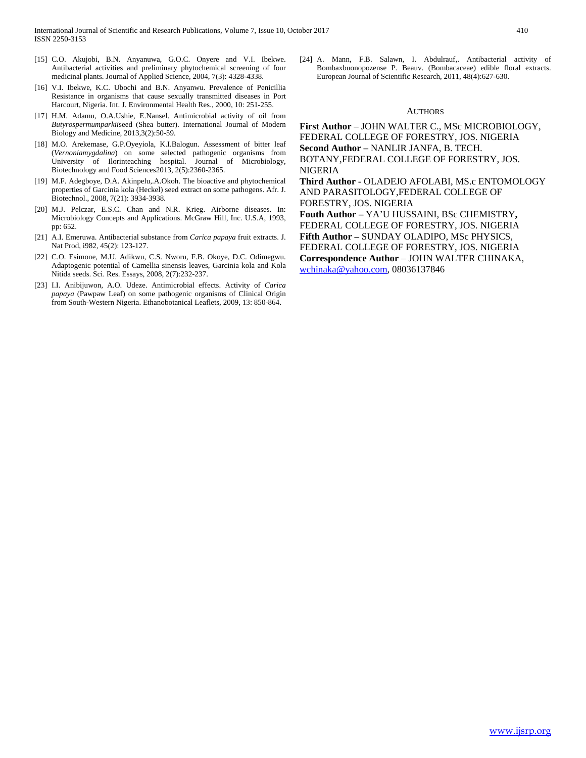[15] C.O. Akujobi, B.N. Anyanuwa, G.O.C. Onyere and V.I. Ibekwe. Antibacterial activities and preliminary phytochemical screening of four medicinal plants. Journal of Applied Science, 2004, 7(3): 4328-4338.

[16] V.I. Ibekwe, K.C. Ubochi and B.N. Anyanwu. Prevalence of Penicillia Resistance in organisms that cause sexually transmitted diseases in Port Harcourt, Nigeria. Int. J. Environmental Health Res., 2000, 10: 251-255.

[17] H.M. Adamu, O.A.Ushie, E.Nansel. Antimicrobial activity of oil from *Butyrospermumparkii*seed (Shea butter). International Journal of Modern Biology and Medicine, 2013,3(2):50-59.

[18] M.O. Arekemase, G.P.Oyeyiola, K.I.Balogun. Assessment of bitter leaf (*Vernoniamygdalina*) on some selected pathogenic organisms from University of Ilorinteaching hospital. Journal of Microbiology, Biotechnology and Food Sciences2013, 2(5):2360-2365.

[19] M.F. Adegboye, D.A. Akinpelu,.A.Okoh. The bioactive and phytochemical properties of Garcinia kola (Heckel) seed extract on some pathogens. Afr. J. Biotechnol., 2008, 7(21): 3934-3938.

[20] M.J. Pelczar, E.S.C. Chan and N.R. Krieg. Airborne diseases. In: Microbiology Concepts and Applications. McGraw Hill, Inc. U.S.A, 1993, pp: 652.

[21] A.I. Emeruwa. Antibacterial substance from *Carica papaya* fruit extracts. J. Nat Prod, i982, 45(2): 123-127.

[22] C.O. Esimone, M.U. Adikwu, C.S. Nworu, F.B. Okoye, D.C. Odimegwu. Adaptogenic potential of Camellia sinensis leaves, Garcinia kola and Kola Nitida seeds. Sci. Res. Essays, 2008, 2(7):232-237.

[23] I.I. Anibijuwon, A.O. Udeze. Antimicrobial effects. Activity of *Carica papaya* (Pawpaw Leaf) on some pathogenic organisms of Clinical Origin from South-Western Nigeria. Ethanobotanical Leaflets, 2009, 13: 850-864.

[24] A. Mann, F.B. Salawn, I. Abdulrauf,. Antibacterial activity of Bombaxbuonopozense P. Beauv. (Bombacaceae) edible floral extracts. European Journal of Scientific Research, 2011, 48(4):627-630.

## AUTHORS

**First Author** – JOHN WALTER C., MSc MICROBIOLOGY, FEDERAL COLLEGE OF FORESTRY, JOS. NIGERIA

**Second Author –** NANLIR JANFA, B. TECH. BOTANY,FEDERAL COLLEGE OF FORESTRY, JOS. NIGERIA

**Third Author -** OLADEJO AFOLABI, MS.c ENTOMOLOGY AND PARASITOLOGY,FEDERAL COLLEGE OF FORESTRY, JOS. NIGERIA

**Fouth Author –** YA'U HUSSAINI, BSc CHEMISTRY**,** FEDERAL COLLEGE OF FORESTRY, JOS. NIGERIA

**Fifth Author –** SUNDAY OLADIPO, MSc PHYSICS, FEDERAL COLLEGE OF FORESTRY, JOS. NIGERIA

**Correspondence Author** – JOHN WALTER CHINAKA, wchinaka@yahoo.com, 08036137846